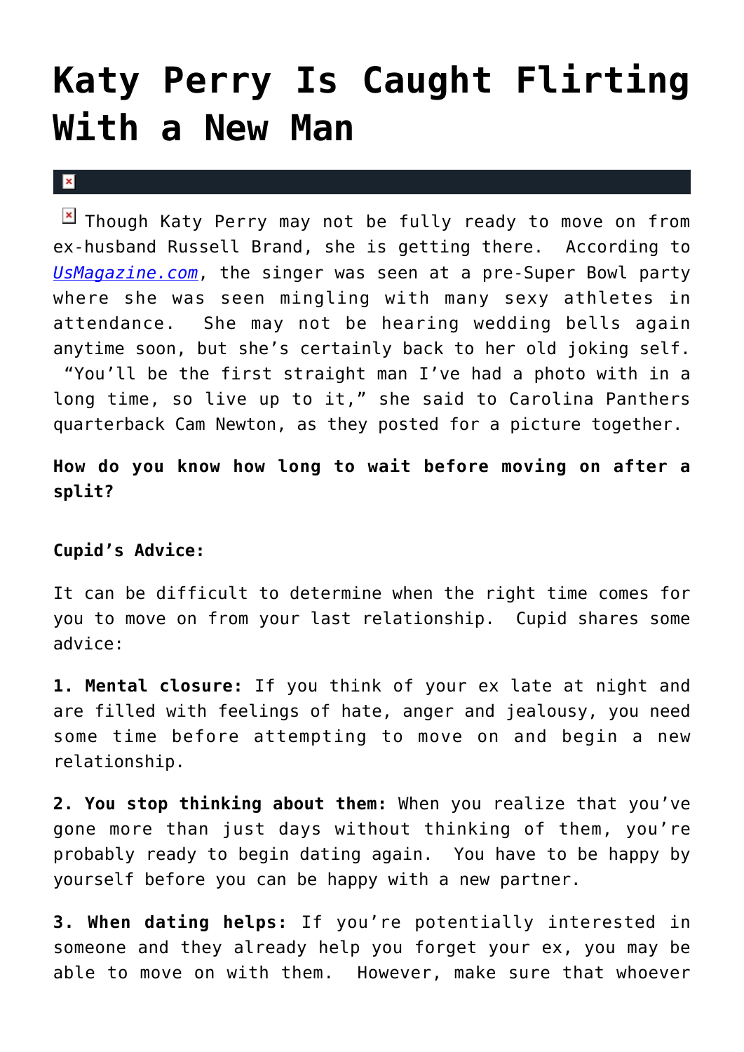# Katy Perry Is Caught Flirting With a New Man

Though Katy Perry may not be fully ready to move on from ex-husband Russell Brand, she is getting there. According to [UsMagazine.com](UsMagazine.com), the singer was seen at a pre-Super Bowl party where she was seen mingling with many sexy athletes in attendance. She may not be hearing wedding bells again anytime soon, but she's certainly back to her old joking self. "You'll be the first straight man I've had a photo with in a long time, so live up to it," she said to Carolina Panthers quarterback Cam Newton, as they posted for a picture together.

**How do you know how long to wait before moving on after a split?**

**Cupid's Advice:**

It can be difficult to determine when the right time comes for you to move on from your last relationship. Cupid shares some advice:

**1. Mental closure:** If you think of your ex late at night and are filled with feelings of hate, anger and jealousy, you need some time before attempting to move on and begin a new relationship.

**2. You stop thinking about them:** When you realize that you've gone more than just days without thinking of them, you're probably ready to begin dating again. You have to be happy by yourself before you can be happy with a new partner.

**3. When dating helps:** If you're potentially interested in someone and they already help you forget your ex, you may be able to move on with them. However, make sure that whoever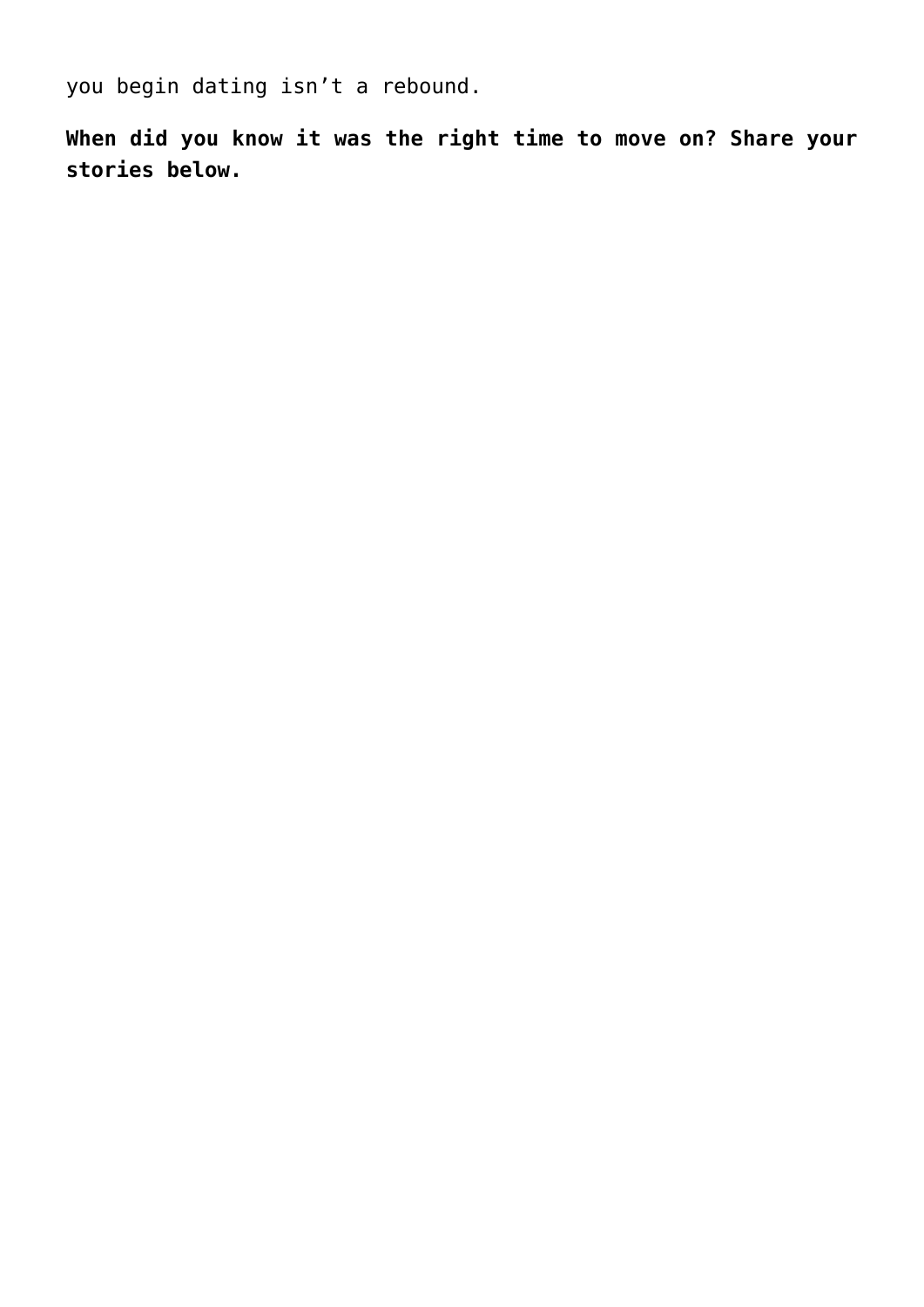you begin dating isn’t a rebound.

**When did you know it was the right time to move on? Share your stories below.**